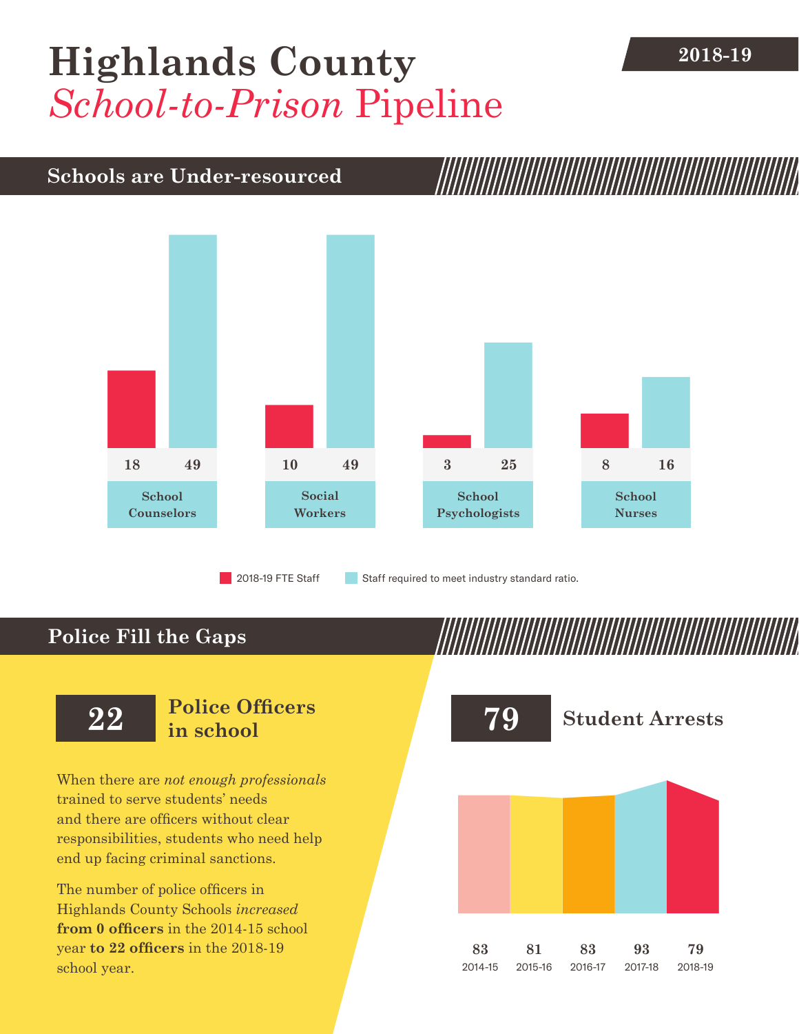# Highlands County *School-to-Prison* Pipeline

2018-19

## Schools are Under-resourced

| | 2018-19 FTE Staff | Staff required to meet industry standard ratio. |
|---|---|---|
| School Counselors | 18 | 49 |
| Social Workers | 10 | 49 |
| School Psychologists | 3 | 25 |
| School Nurses | 8 | 16 |

## Police Fill the Gaps

**22** **Police Officers in school**

When there are *not enough professionals* trained to serve students' needs and there are officers without clear responsibilities, students who need help end up facing criminal sanctions.

The number of police officers in Highlands County Schools *increased* **from 0 officers** in the 2014-15 school year **to 22 officers** in the 2018-19 school year.

**79** **Student Arrests**

| 2014-15 | 2015-16 | 2016-17 | 2017-18 | 2018-19 |
|---|---|---|---|---|
| 83 | 81 | 83 | 93 | 79 |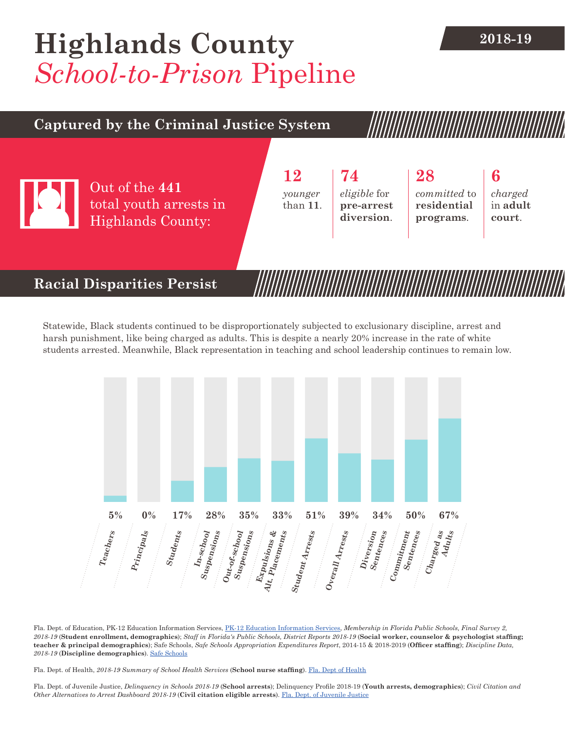# Highlands County *School-to-Prison* Pipeline

2018-19

## Captured by the Criminal Justice System

Out of the **441** total youth arrests in Highlands County:

**12** *younger* than **11**.

**74** *eligible* for **pre-arrest diversion**.

**28** *committed* to **residential programs**.

**6** *charged* in **adult court**.

## Racial Disparities Persist

Statewide, Black students continued to be disproportionately subjected to exclusionary discipline, arrest and harsh punishment, like being charged as adults. This is despite a nearly 20% increase in the rate of white students arrested. Meanwhile, Black representation in teaching and school leadership continues to remain low.

5% Teachers
0% Principals
17% Students
28% In-school Suspensions
35% Out-of-school Suspensions
33% Expulsions & Alt. Placements
51% Student Arrests
39% Overall Arrests
34% Diversion Sentences
50% Commitment Sentences
67% Charged as Adults

Fla. Dept. of Education, PK-12 Education Information Services, PK-12 Education Information Services, *Membership in Florida Public Schools, Final Survey 2, 2018-19* (**Student enrollment, demographics**); *Staff in Florida's Public Schools, District Reports 2018-19* (**Social worker, counselor & psychologist staffing; teacher & principal demographics**); Safe Schools, *Safe Schools Appropriation Expenditures Report*, 2014-15 & 2018-2019 (**Officer staffing**); *Discipline Data, 2018-19* (**Discipline demographics**). Safe Schools

Fla. Dept. of Health, *2018-19 Summary of School Health Services* (**School nurse staffing**). Fla. Dept of Health

Fla. Dept. of Juvenile Justice, *Delinquency in Schools 2018-19* (**School arrests**); Delinquency Profile 2018-19 (**Youth arrests, demographics**); *Civil Citation and Other Alternatives to Arrest Dashboard 2018-19* (**Civil citation eligible arrests**). Fla. Dept. of Juvenile Justice